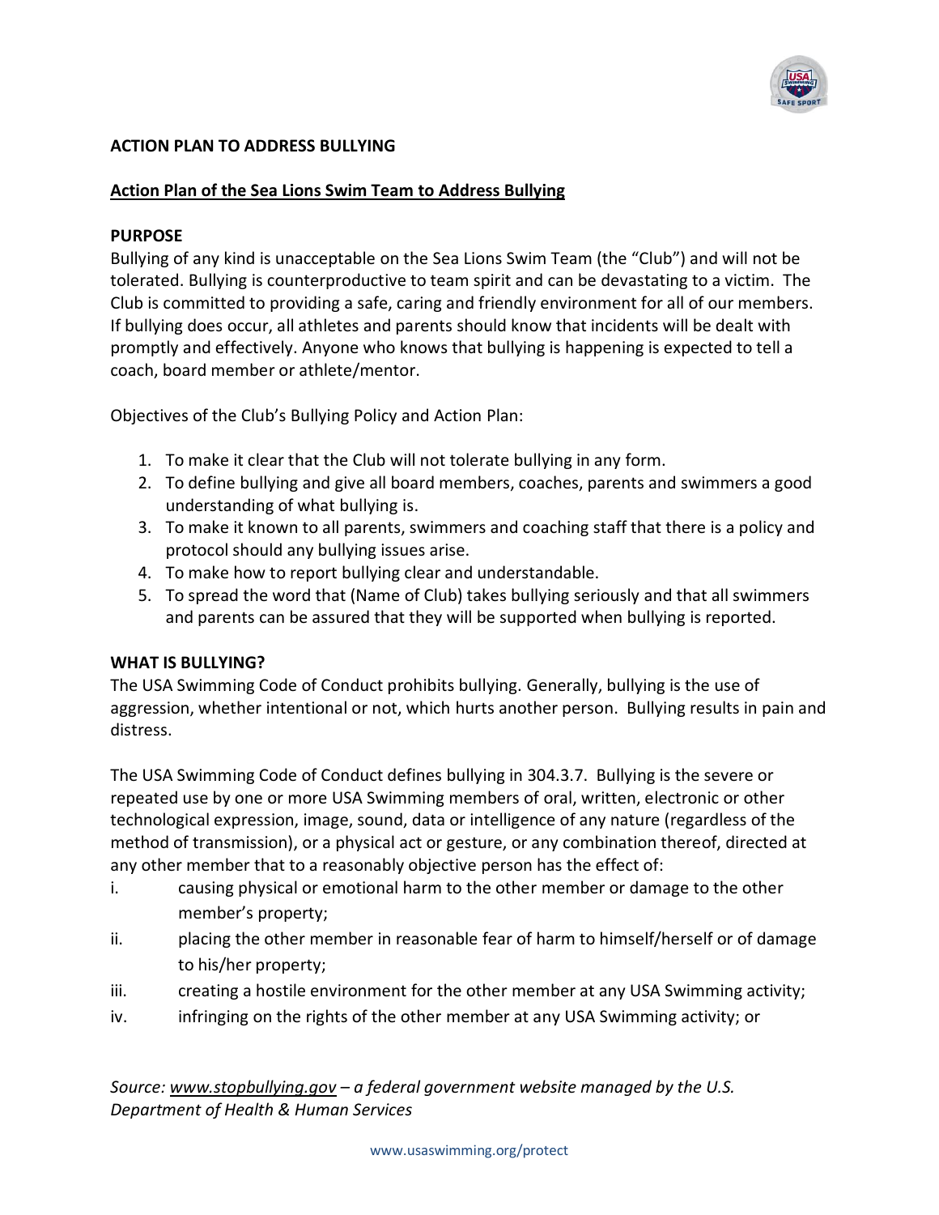## ACTION PLAN TO ADDRESS BULLYING

### <u>Action Plan of the Sea Lions Swim Team to Address Bullying</u>

**PURPOSE**

Bullying of any kind is unacceptable on the Sea Lions Swim Team (the "Club") and will not be tolerated. Bullying is counterproductive to team spirit and can be devastating to a victim. The Club is committed to providing a safe, caring and friendly environment for all of our members. If bullying does occur, all athletes and parents should know that incidents will be dealt with promptly and effectively. Anyone who knows that bullying is happening is expected to tell a coach, board member or athlete/mentor.

Objectives of the Club's Bullying Policy and Action Plan:

1. To make it clear that the Club will not tolerate bullying in any form.
2. To define bullying and give all board members, coaches, parents and swimmers a good understanding of what bullying is.
3. To make it known to all parents, swimmers and coaching staff that there is a policy and protocol should any bullying issues arise.
4. To make how to report bullying clear and understandable.
5. To spread the word that (Name of Club) takes bullying seriously and that all swimmers and parents can be assured that they will be supported when bullying is reported.

**WHAT IS BULLYING?**

The USA Swimming Code of Conduct prohibits bullying. Generally, bullying is the use of aggression, whether intentional or not, which hurts another person. Bullying results in pain and distress.

The USA Swimming Code of Conduct defines bullying in 304.3.7. Bullying is the severe or repeated use by one or more USA Swimming members of oral, written, electronic or other technological expression, image, sound, data or intelligence of any nature (regardless of the method of transmission), or a physical act or gesture, or any combination thereof, directed at any other member that to a reasonably objective person has the effect of:

i. causing physical or emotional harm to the other member or damage to the other member's property;
ii. placing the other member in reasonable fear of harm to himself/herself or of damage to his/her property;
iii. creating a hostile environment for the other member at any USA Swimming activity;
iv. infringing on the rights of the other member at any USA Swimming activity; or

*Source: <u>www.stopbullying.gov</u> – a federal government website managed by the U.S. Department of Health & Human Services*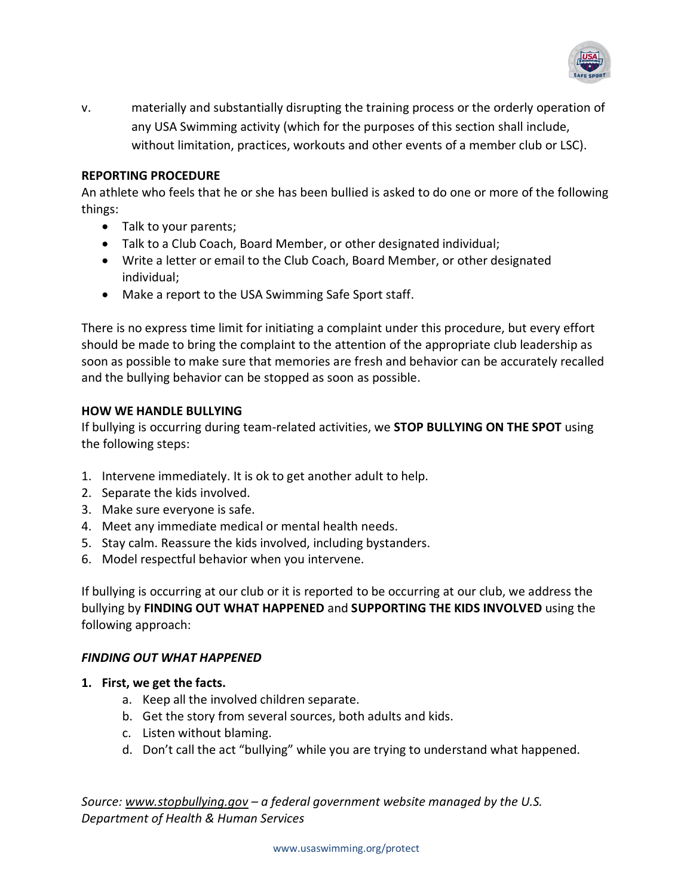v. materially and substantially disrupting the training process or the orderly operation of any USA Swimming activity (which for the purposes of this section shall include, without limitation, practices, workouts and other events of a member club or LSC).

**REPORTING PROCEDURE**

An athlete who feels that he or she has been bullied is asked to do one or more of the following things:

- Talk to your parents;
- Talk to a Club Coach, Board Member, or other designated individual;
- Write a letter or email to the Club Coach, Board Member, or other designated individual;
- Make a report to the USA Swimming Safe Sport staff.

There is no express time limit for initiating a complaint under this procedure, but every effort should be made to bring the complaint to the attention of the appropriate club leadership as soon as possible to make sure that memories are fresh and behavior can be accurately recalled and the bullying behavior can be stopped as soon as possible.

**HOW WE HANDLE BULLYING**

If bullying is occurring during team-related activities, we **STOP BULLYING ON THE SPOT** using the following steps:

1. Intervene immediately. It is ok to get another adult to help.
2. Separate the kids involved.
3. Make sure everyone is safe.
4. Meet any immediate medical or mental health needs.
5. Stay calm. Reassure the kids involved, including bystanders.
6. Model respectful behavior when you intervene.

If bullying is occurring at our club or it is reported to be occurring at our club, we address the bullying by **FINDING OUT WHAT HAPPENED** and **SUPPORTING THE KIDS INVOLVED** using the following approach:

***FINDING OUT WHAT HAPPENED***

1. **First, we get the facts.**
   a. Keep all the involved children separate.
   b. Get the story from several sources, both adults and kids.
   c. Listen without blaming.
   d. Don't call the act "bullying" while you are trying to understand what happened.

*Source: www.stopbullying.gov – a federal government website managed by the U.S. Department of Health & Human Services*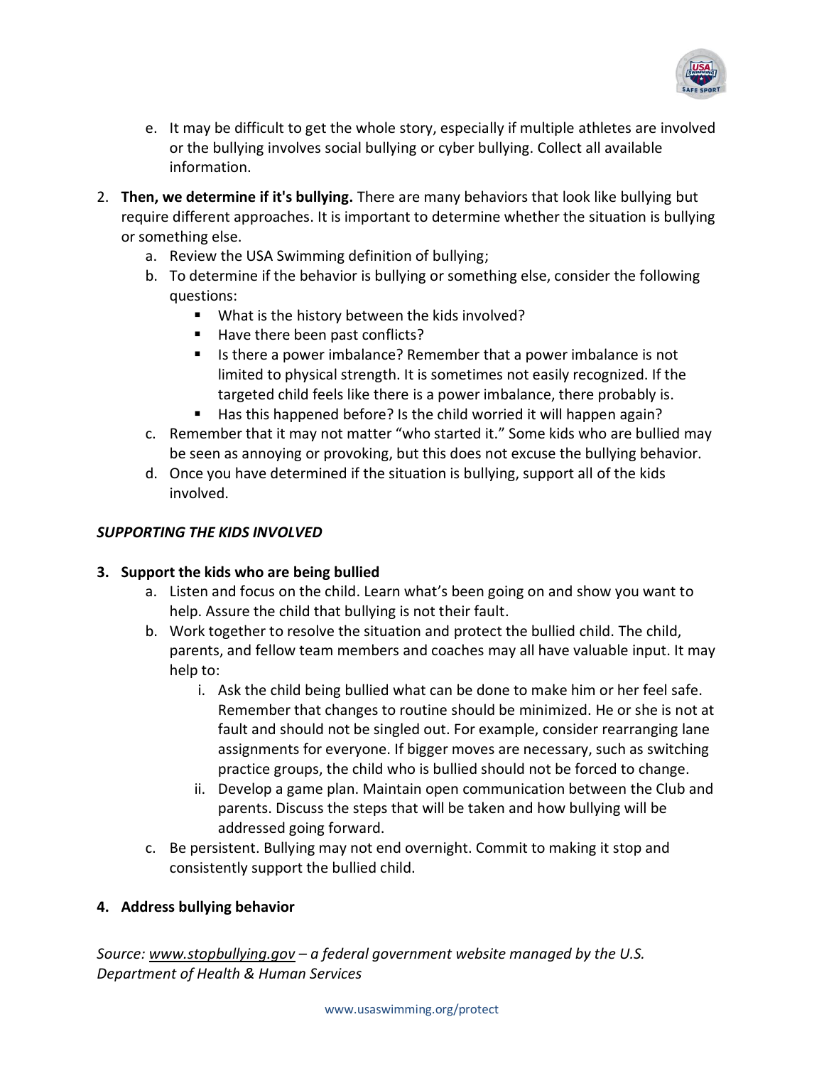e. It may be difficult to get the whole story, especially if multiple athletes are involved or the bullying involves social bullying or cyber bullying. Collect all available information.

2. **Then, we determine if it's bullying.** There are many behaviors that look like bullying but require different approaches. It is important to determine whether the situation is bullying or something else.
   a. Review the USA Swimming definition of bullying;
   b. To determine if the behavior is bullying or something else, consider the following questions:
      - What is the history between the kids involved?
      - Have there been past conflicts?
      - Is there a power imbalance? Remember that a power imbalance is not limited to physical strength. It is sometimes not easily recognized. If the targeted child feels like there is a power imbalance, there probably is.
      - Has this happened before? Is the child worried it will happen again?
   c. Remember that it may not matter "who started it." Some kids who are bullied may be seen as annoying or provoking, but this does not excuse the bullying behavior.
   d. Once you have determined if the situation is bullying, support all of the kids involved.

***SUPPORTING THE KIDS INVOLVED***

3. **Support the kids who are being bullied**
   a. Listen and focus on the child. Learn what's been going on and show you want to help. Assure the child that bullying is not their fault.
   b. Work together to resolve the situation and protect the bullied child. The child, parents, and fellow team members and coaches may all have valuable input. It may help to:
      i. Ask the child being bullied what can be done to make him or her feel safe. Remember that changes to routine should be minimized. He or she is not at fault and should not be singled out. For example, consider rearranging lane assignments for everyone. If bigger moves are necessary, such as switching practice groups, the child who is bullied should not be forced to change.
      ii. Develop a game plan. Maintain open communication between the Club and parents. Discuss the steps that will be taken and how bullying will be addressed going forward.
   c. Be persistent. Bullying may not end overnight. Commit to making it stop and consistently support the bullied child.

4. **Address bullying behavior**

*Source: www.stopbullying.gov – a federal government website managed by the U.S. Department of Health & Human Services*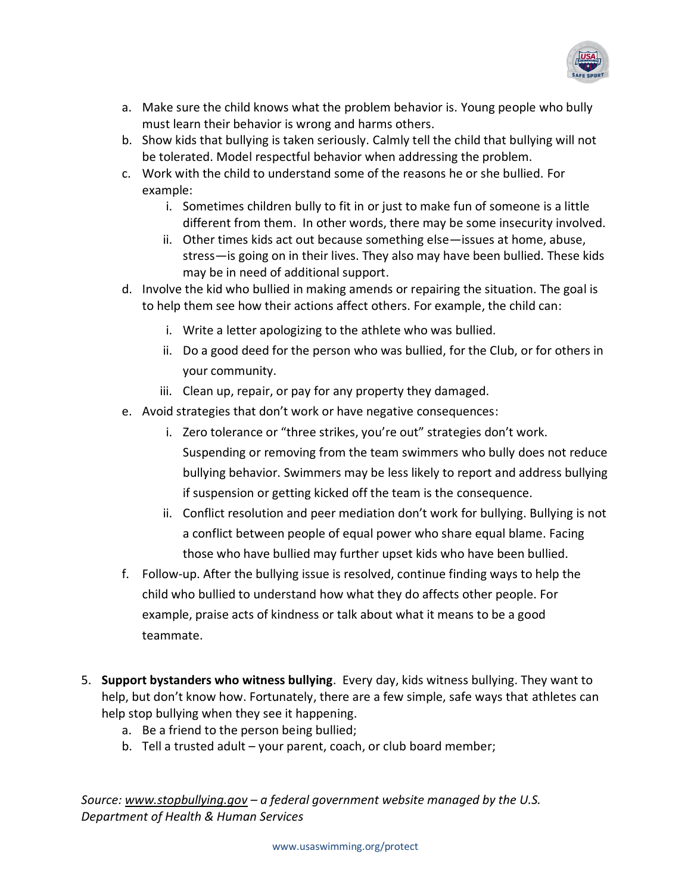a. Make sure the child knows what the problem behavior is. Young people who bully must learn their behavior is wrong and harms others.
   b. Show kids that bullying is taken seriously. Calmly tell the child that bullying will not be tolerated. Model respectful behavior when addressing the problem.
   c. Work with the child to understand some of the reasons he or she bullied. For example:
      i. Sometimes children bully to fit in or just to make fun of someone is a little different from them. In other words, there may be some insecurity involved.
      ii. Other times kids act out because something else—issues at home, abuse, stress—is going on in their lives. They also may have been bullied. These kids may be in need of additional support.
   d. Involve the kid who bullied in making amends or repairing the situation. The goal is to help them see how their actions affect others. For example, the child can:
      i. Write a letter apologizing to the athlete who was bullied.
      ii. Do a good deed for the person who was bullied, for the Club, or for others in your community.
      iii. Clean up, repair, or pay for any property they damaged.
   e. Avoid strategies that don't work or have negative consequences:
      i. Zero tolerance or "three strikes, you're out" strategies don't work. Suspending or removing from the team swimmers who bully does not reduce bullying behavior. Swimmers may be less likely to report and address bullying if suspension or getting kicked off the team is the consequence.
      ii. Conflict resolution and peer mediation don't work for bullying. Bullying is not a conflict between people of equal power who share equal blame. Facing those who have bullied may further upset kids who have been bullied.
   f. Follow-up. After the bullying issue is resolved, continue finding ways to help the child who bullied to understand how what they do affects other people. For example, praise acts of kindness or talk about what it means to be a good teammate.

5. **Support bystanders who witness bullying**. Every day, kids witness bullying. They want to help, but don't know how. Fortunately, there are a few simple, safe ways that athletes can help stop bullying when they see it happening.
   a. Be a friend to the person being bullied;
   b. Tell a trusted adult – your parent, coach, or club board member;

*Source: www.stopbullying.gov – a federal government website managed by the U.S. Department of Health & Human Services*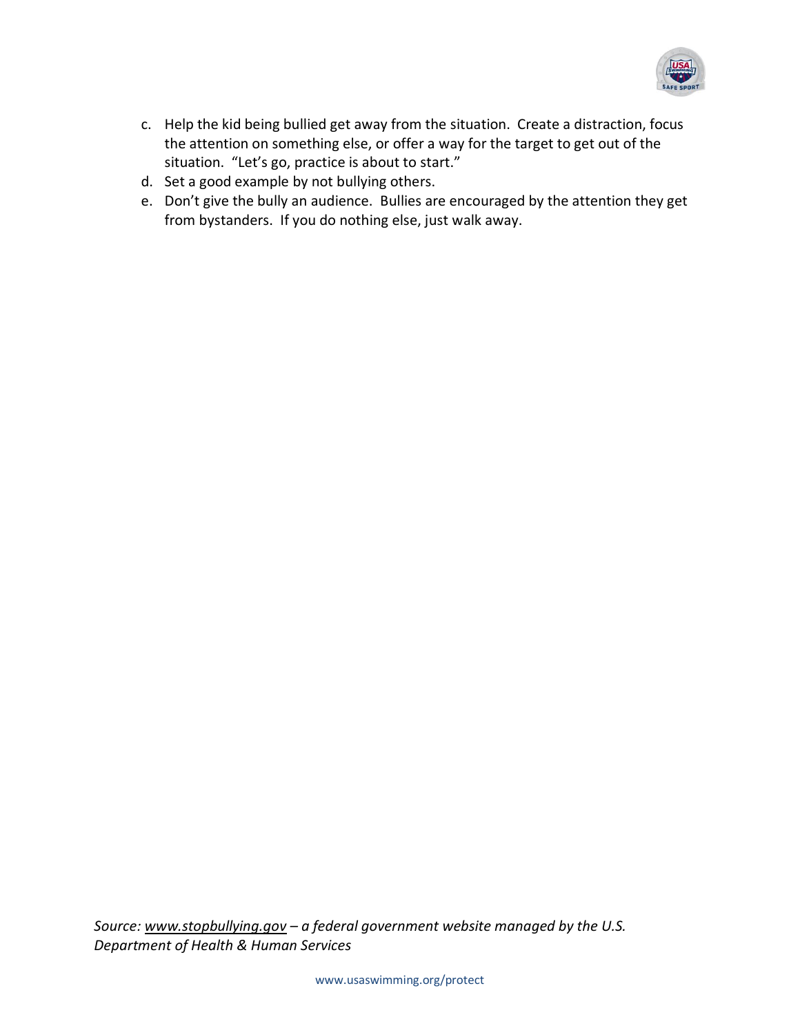c. Help the kid being bullied get away from the situation. Create a distraction, focus the attention on something else, or offer a way for the target to get out of the situation. "Let's go, practice is about to start."
d. Set a good example by not bullying others.
e. Don't give the bully an audience. Bullies are encouraged by the attention they get from bystanders. If you do nothing else, just walk away.

*Source: www.stopbullying.gov – a federal government website managed by the U.S. Department of Health & Human Services*